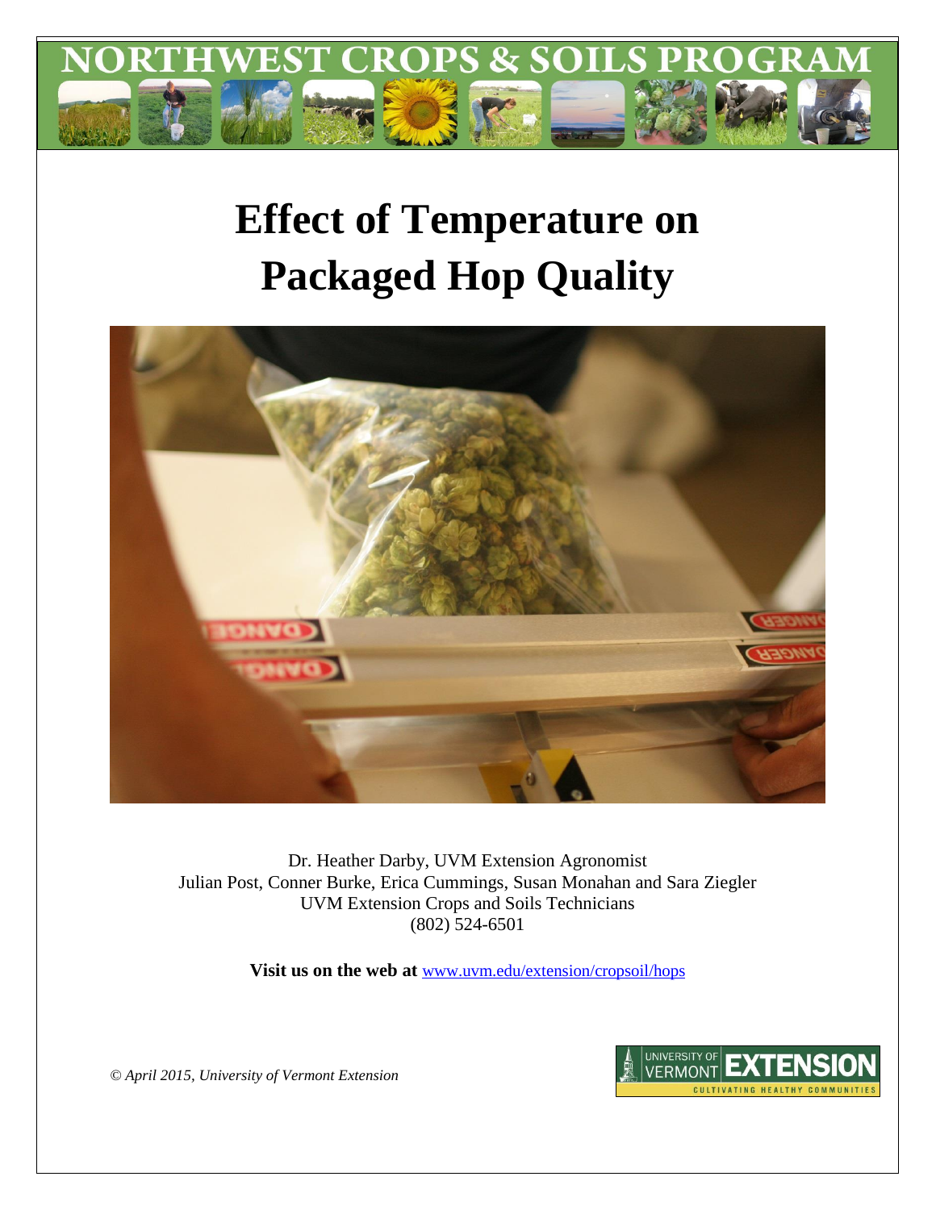NORTHWEST CROPS & SOILS PROGRAM

# Effect of Temperature on Packaged Hop Quality

Dr. Heather Darby, UVM Extension Agronomist
Julian Post, Conner Burke, Erica Cummings, Susan Monahan and Sara Ziegler
UVM Extension Crops and Soils Technicians
(802) 524-6501

**Visit us on the web at** www.uvm.edu/extension/cropsoil/hops

*© April 2015, University of Vermont Extension*

UNIVERSITY OF VERMONT EXTENSION
CULTIVATING HEALTHY COMMUNITIES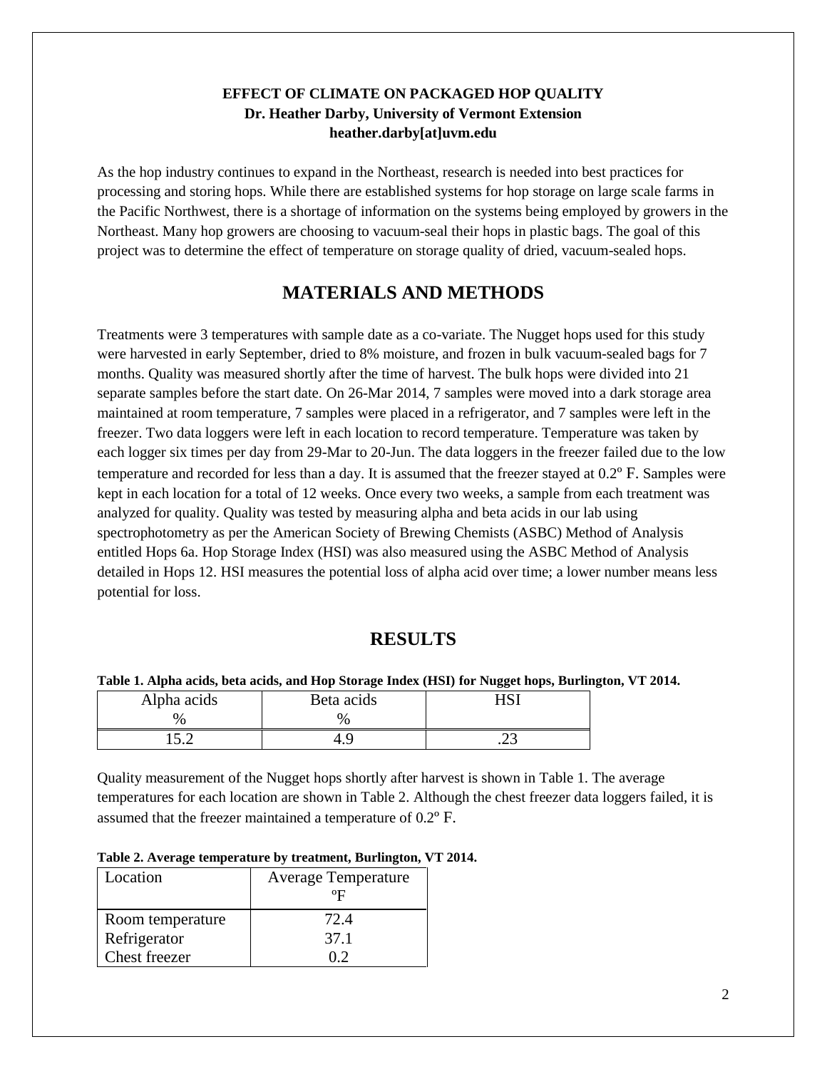**EFFECT OF CLIMATE ON PACKAGED HOP QUALITY**
**Dr. Heather Darby, University of Vermont Extension**
**heather.darby[at]uvm.edu**

As the hop industry continues to expand in the Northeast, research is needed into best practices for processing and storing hops. While there are established systems for hop storage on large scale farms in the Pacific Northwest, there is a shortage of information on the systems being employed by growers in the Northeast. Many hop growers are choosing to vacuum-seal their hops in plastic bags. The goal of this project was to determine the effect of temperature on storage quality of dried, vacuum-sealed hops.

# MATERIALS AND METHODS

Treatments were 3 temperatures with sample date as a co-variate. The Nugget hops used for this study were harvested in early September, dried to 8% moisture, and frozen in bulk vacuum-sealed bags for 7 months. Quality was measured shortly after the time of harvest. The bulk hops were divided into 21 separate samples before the start date. On 26-Mar 2014, 7 samples were moved into a dark storage area maintained at room temperature, 7 samples were placed in a refrigerator, and 7 samples were left in the freezer. Two data loggers were left in each location to record temperature. Temperature was taken by each logger six times per day from 29-Mar to 20-Jun. The data loggers in the freezer failed due to the low temperature and recorded for less than a day. It is assumed that the freezer stayed at 0.2º F. Samples were kept in each location for a total of 12 weeks. Once every two weeks, a sample from each treatment was analyzed for quality. Quality was tested by measuring alpha and beta acids in our lab using spectrophotometry as per the American Society of Brewing Chemists (ASBC) Method of Analysis entitled Hops 6a. Hop Storage Index (HSI) was also measured using the ASBC Method of Analysis detailed in Hops 12. HSI measures the potential loss of alpha acid over time; a lower number means less potential for loss.

# RESULTS

**Table 1. Alpha acids, beta acids, and Hop Storage Index (HSI) for Nugget hops, Burlington, VT 2014.**

| Alpha acids % | Beta acids % | HSI |
|---|---|---|
| 15.2 | 4.9 | .23 |

Quality measurement of the Nugget hops shortly after harvest is shown in Table 1. The average temperatures for each location are shown in Table 2. Although the chest freezer data loggers failed, it is assumed that the freezer maintained a temperature of 0.2º F.

**Table 2. Average temperature by treatment, Burlington, VT 2014.**

| Location | Average Temperature ºF |
|---|---|
| Room temperature | 72.4 |
| Refrigerator | 37.1 |
| Chest freezer | 0.2 |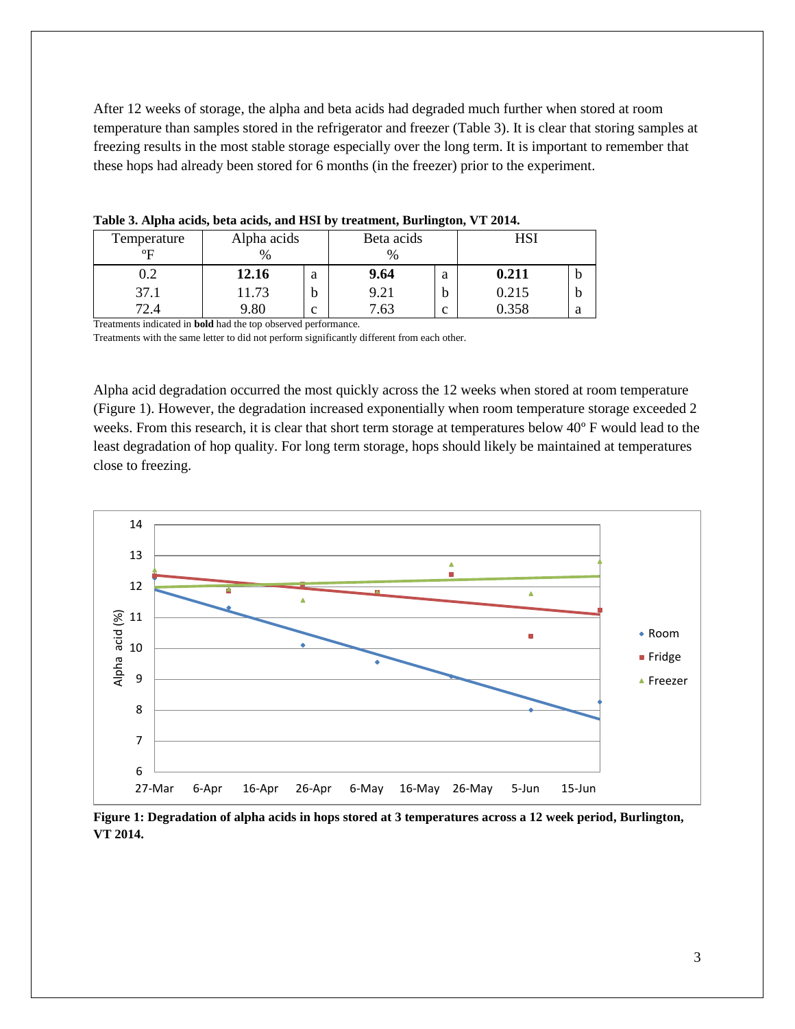After 12 weeks of storage, the alpha and beta acids had degraded much further when stored at room temperature than samples stored in the refrigerator and freezer (Table 3). It is clear that storing samples at freezing results in the most stable storage especially over the long term. It is important to remember that these hops had already been stored for 6 months (in the freezer) prior to the experiment.

**Table 3. Alpha acids, beta acids, and HSI by treatment, Burlington, VT 2014.**

| Temperature ºF | Alpha acids % | | Beta acids % | | HSI | |
|---|---|---|---|---|---|---|
| 0.2 | **12.16** | a | **9.64** | a | **0.211** | b |
| 37.1 | 11.73 | b | 9.21 | b | 0.215 | b |
| 72.4 | 9.80 | c | 7.63 | c | 0.358 | a |

Treatments indicated in **bold** had the top observed performance.
Treatments with the same letter to did not perform significantly different from each other.

Alpha acid degradation occurred the most quickly across the 12 weeks when stored at room temperature (Figure 1). However, the degradation increased exponentially when room temperature storage exceeded 2 weeks. From this research, it is clear that short term storage at temperatures below 40º F would lead to the least degradation of hop quality. For long term storage, hops should likely be maintained at temperatures close to freezing.

**Figure 1: Degradation of alpha acids in hops stored at 3 temperatures across a 12 week period, Burlington, VT 2014.**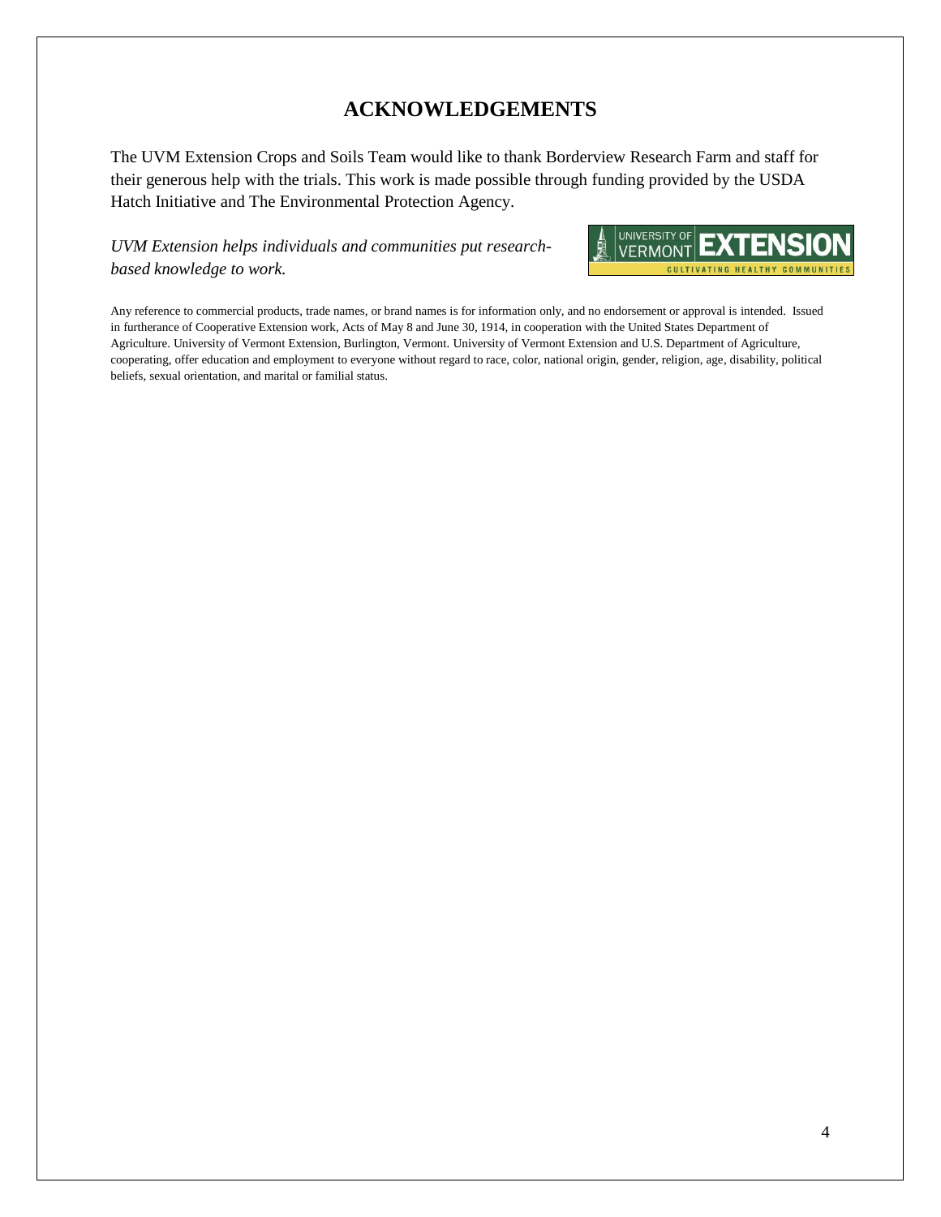# ACKNOWLEDGEMENTS

The UVM Extension Crops and Soils Team would like to thank Borderview Research Farm and staff for their generous help with the trials. This work is made possible through funding provided by the USDA Hatch Initiative and The Environmental Protection Agency.

*UVM Extension helps individuals and communities put research-based knowledge to work.*

Any reference to commercial products, trade names, or brand names is for information only, and no endorsement or approval is intended. Issued in furtherance of Cooperative Extension work, Acts of May 8 and June 30, 1914, in cooperation with the United States Department of Agriculture. University of Vermont Extension, Burlington, Vermont. University of Vermont Extension and U.S. Department of Agriculture, cooperating, offer education and employment to everyone without regard to race, color, national origin, gender, religion, age, disability, political beliefs, sexual orientation, and marital or familial status.